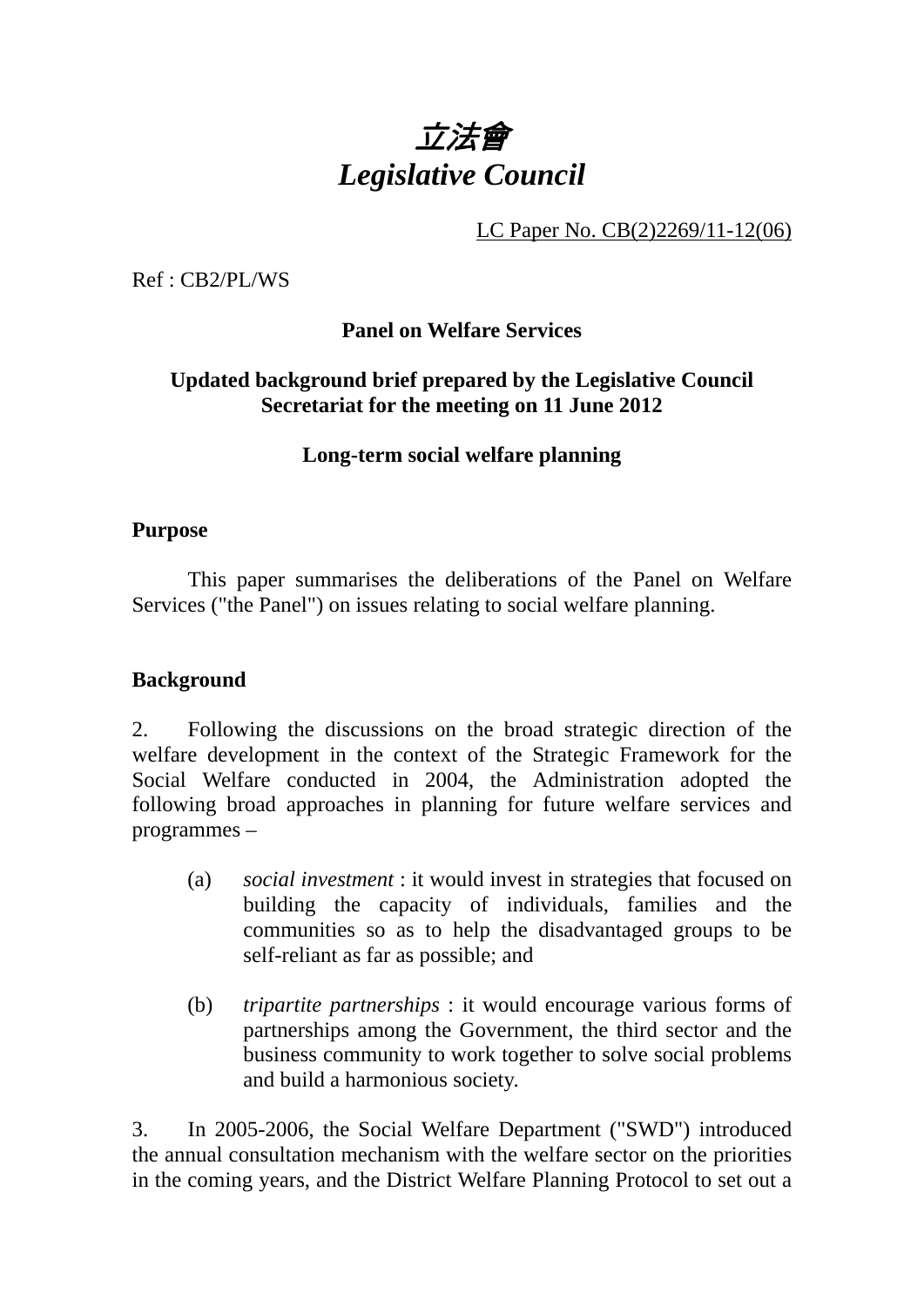# *立法會*
# *Legislative Council*

LC Paper No. CB(2)2269/11-12(06)

Ref : CB2/PL/WS

**Panel on Welfare Services**

**Updated background brief prepared by the Legislative Council Secretariat for the meeting on 11 June 2012**

**Long-term social welfare planning**

## Purpose

This paper summarises the deliberations of the Panel on Welfare Services ("the Panel") on issues relating to social welfare planning.

## Background

2. Following the discussions on the broad strategic direction of the welfare development in the context of the Strategic Framework for the Social Welfare conducted in 2004, the Administration adopted the following broad approaches in planning for future welfare services and programmes –

(a) *social investment* : it would invest in strategies that focused on building the capacity of individuals, families and the communities so as to help the disadvantaged groups to be self-reliant as far as possible; and

(b) *tripartite partnerships* : it would encourage various forms of partnerships among the Government, the third sector and the business community to work together to solve social problems and build a harmonious society.

3. In 2005-2006, the Social Welfare Department ("SWD") introduced the annual consultation mechanism with the welfare sector on the priorities in the coming years, and the District Welfare Planning Protocol to set out a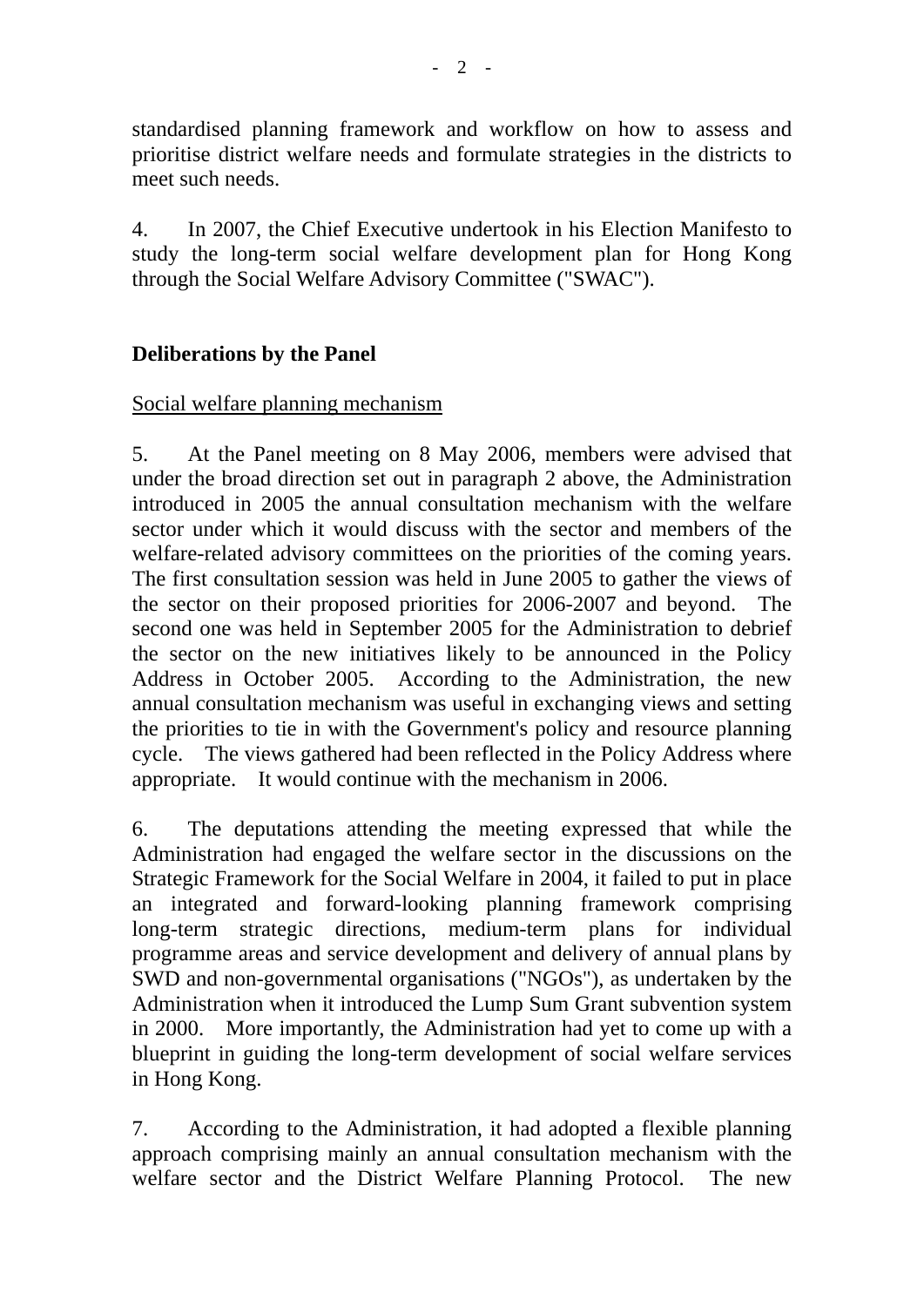standardised planning framework and workflow on how to assess and prioritise district welfare needs and formulate strategies in the districts to meet such needs.

4. In 2007, the Chief Executive undertook in his Election Manifesto to study the long-term social welfare development plan for Hong Kong through the Social Welfare Advisory Committee ("SWAC").

**Deliberations by the Panel**

Social welfare planning mechanism

5. At the Panel meeting on 8 May 2006, members were advised that under the broad direction set out in paragraph 2 above, the Administration introduced in 2005 the annual consultation mechanism with the welfare sector under which it would discuss with the sector and members of the welfare-related advisory committees on the priorities of the coming years. The first consultation session was held in June 2005 to gather the views of the sector on their proposed priorities for 2006-2007 and beyond. The second one was held in September 2005 for the Administration to debrief the sector on the new initiatives likely to be announced in the Policy Address in October 2005. According to the Administration, the new annual consultation mechanism was useful in exchanging views and setting the priorities to tie in with the Government's policy and resource planning cycle. The views gathered had been reflected in the Policy Address where appropriate. It would continue with the mechanism in 2006.

6. The deputations attending the meeting expressed that while the Administration had engaged the welfare sector in the discussions on the Strategic Framework for the Social Welfare in 2004, it failed to put in place an integrated and forward-looking planning framework comprising long-term strategic directions, medium-term plans for individual programme areas and service development and delivery of annual plans by SWD and non-governmental organisations ("NGOs"), as undertaken by the Administration when it introduced the Lump Sum Grant subvention system in 2000. More importantly, the Administration had yet to come up with a blueprint in guiding the long-term development of social welfare services in Hong Kong.

7. According to the Administration, it had adopted a flexible planning approach comprising mainly an annual consultation mechanism with the welfare sector and the District Welfare Planning Protocol. The new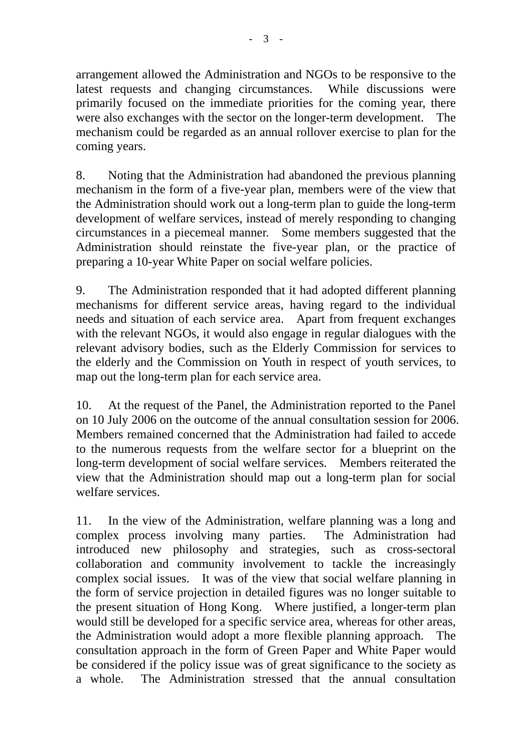arrangement allowed the Administration and NGOs to be responsive to the latest requests and changing circumstances. While discussions were primarily focused on the immediate priorities for the coming year, there were also exchanges with the sector on the longer-term development. The mechanism could be regarded as an annual rollover exercise to plan for the coming years.

8. Noting that the Administration had abandoned the previous planning mechanism in the form of a five-year plan, members were of the view that the Administration should work out a long-term plan to guide the long-term development of welfare services, instead of merely responding to changing circumstances in a piecemeal manner. Some members suggested that the Administration should reinstate the five-year plan, or the practice of preparing a 10-year White Paper on social welfare policies.

9. The Administration responded that it had adopted different planning mechanisms for different service areas, having regard to the individual needs and situation of each service area. Apart from frequent exchanges with the relevant NGOs, it would also engage in regular dialogues with the relevant advisory bodies, such as the Elderly Commission for services to the elderly and the Commission on Youth in respect of youth services, to map out the long-term plan for each service area.

10. At the request of the Panel, the Administration reported to the Panel on 10 July 2006 on the outcome of the annual consultation session for 2006. Members remained concerned that the Administration had failed to accede to the numerous requests from the welfare sector for a blueprint on the long-term development of social welfare services. Members reiterated the view that the Administration should map out a long-term plan for social welfare services.

11. In the view of the Administration, welfare planning was a long and complex process involving many parties. The Administration had introduced new philosophy and strategies, such as cross-sectoral collaboration and community involvement to tackle the increasingly complex social issues. It was of the view that social welfare planning in the form of service projection in detailed figures was no longer suitable to the present situation of Hong Kong. Where justified, a longer-term plan would still be developed for a specific service area, whereas for other areas, the Administration would adopt a more flexible planning approach. The consultation approach in the form of Green Paper and White Paper would be considered if the policy issue was of great significance to the society as a whole. The Administration stressed that the annual consultation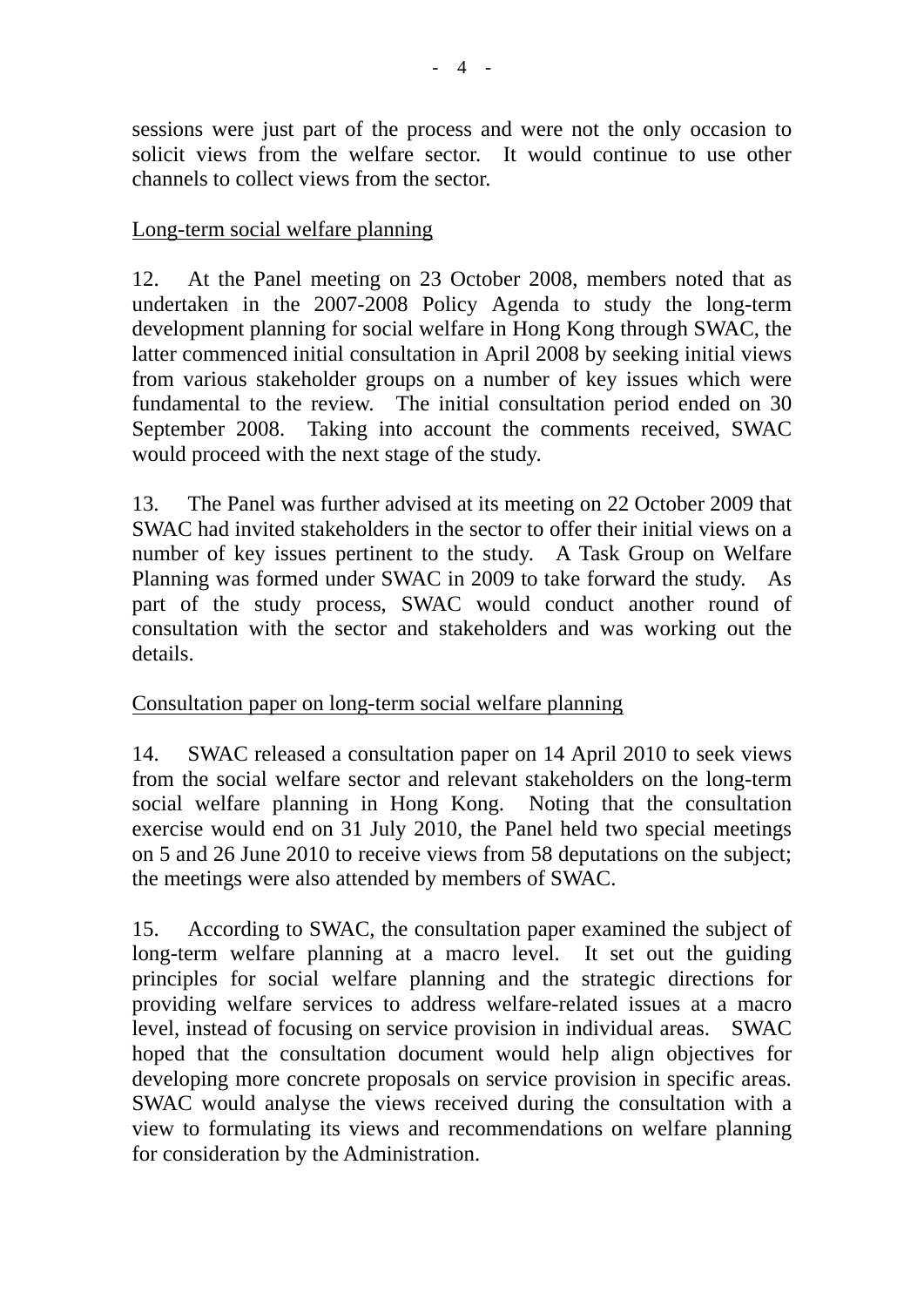sessions were just part of the process and were not the only occasion to solicit views from the welfare sector. It would continue to use other channels to collect views from the sector.

Long-term social welfare planning

12. At the Panel meeting on 23 October 2008, members noted that as undertaken in the 2007-2008 Policy Agenda to study the long-term development planning for social welfare in Hong Kong through SWAC, the latter commenced initial consultation in April 2008 by seeking initial views from various stakeholder groups on a number of key issues which were fundamental to the review. The initial consultation period ended on 30 September 2008. Taking into account the comments received, SWAC would proceed with the next stage of the study.

13. The Panel was further advised at its meeting on 22 October 2009 that SWAC had invited stakeholders in the sector to offer their initial views on a number of key issues pertinent to the study. A Task Group on Welfare Planning was formed under SWAC in 2009 to take forward the study. As part of the study process, SWAC would conduct another round of consultation with the sector and stakeholders and was working out the details.

Consultation paper on long-term social welfare planning

14. SWAC released a consultation paper on 14 April 2010 to seek views from the social welfare sector and relevant stakeholders on the long-term social welfare planning in Hong Kong. Noting that the consultation exercise would end on 31 July 2010, the Panel held two special meetings on 5 and 26 June 2010 to receive views from 58 deputations on the subject; the meetings were also attended by members of SWAC.

15. According to SWAC, the consultation paper examined the subject of long-term welfare planning at a macro level. It set out the guiding principles for social welfare planning and the strategic directions for providing welfare services to address welfare-related issues at a macro level, instead of focusing on service provision in individual areas. SWAC hoped that the consultation document would help align objectives for developing more concrete proposals on service provision in specific areas. SWAC would analyse the views received during the consultation with a view to formulating its views and recommendations on welfare planning for consideration by the Administration.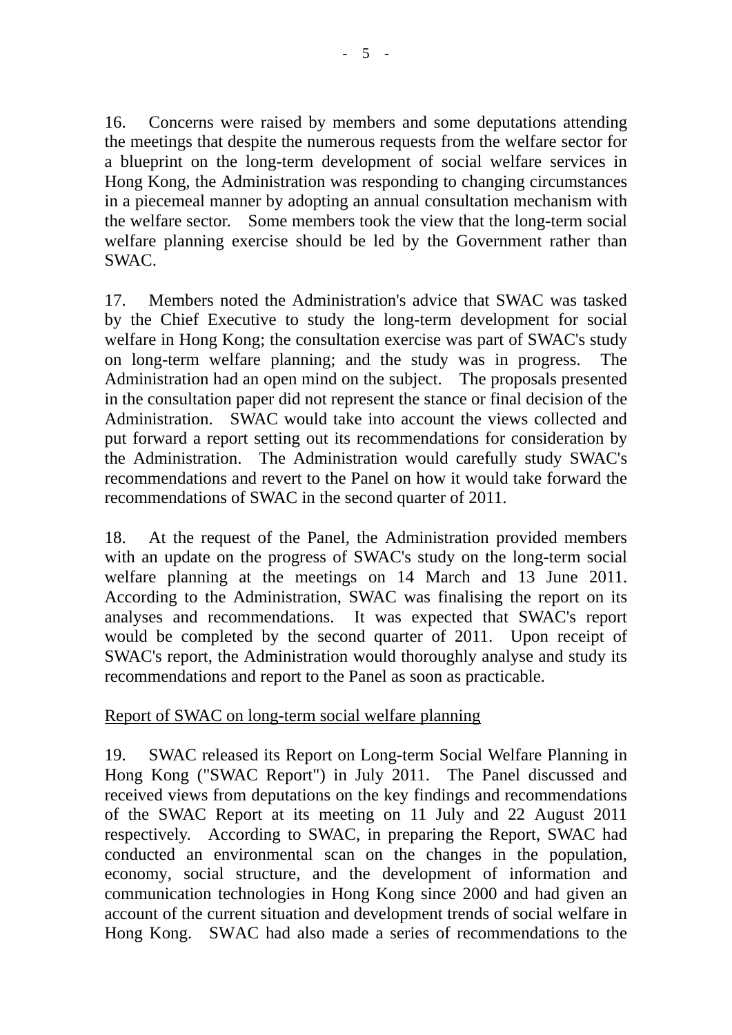16. Concerns were raised by members and some deputations attending the meetings that despite the numerous requests from the welfare sector for a blueprint on the long-term development of social welfare services in Hong Kong, the Administration was responding to changing circumstances in a piecemeal manner by adopting an annual consultation mechanism with the welfare sector. Some members took the view that the long-term social welfare planning exercise should be led by the Government rather than SWAC.

17. Members noted the Administration's advice that SWAC was tasked by the Chief Executive to study the long-term development for social welfare in Hong Kong; the consultation exercise was part of SWAC's study on long-term welfare planning; and the study was in progress. The Administration had an open mind on the subject. The proposals presented in the consultation paper did not represent the stance or final decision of the Administration. SWAC would take into account the views collected and put forward a report setting out its recommendations for consideration by the Administration. The Administration would carefully study SWAC's recommendations and revert to the Panel on how it would take forward the recommendations of SWAC in the second quarter of 2011.

18. At the request of the Panel, the Administration provided members with an update on the progress of SWAC's study on the long-term social welfare planning at the meetings on 14 March and 13 June 2011. According to the Administration, SWAC was finalising the report on its analyses and recommendations. It was expected that SWAC's report would be completed by the second quarter of 2011. Upon receipt of SWAC's report, the Administration would thoroughly analyse and study its recommendations and report to the Panel as soon as practicable.

<u>Report of SWAC on long-term social welfare planning</u>

19. SWAC released its Report on Long-term Social Welfare Planning in Hong Kong ("SWAC Report") in July 2011. The Panel discussed and received views from deputations on the key findings and recommendations of the SWAC Report at its meeting on 11 July and 22 August 2011 respectively. According to SWAC, in preparing the Report, SWAC had conducted an environmental scan on the changes in the population, economy, social structure, and the development of information and communication technologies in Hong Kong since 2000 and had given an account of the current situation and development trends of social welfare in Hong Kong. SWAC had also made a series of recommendations to the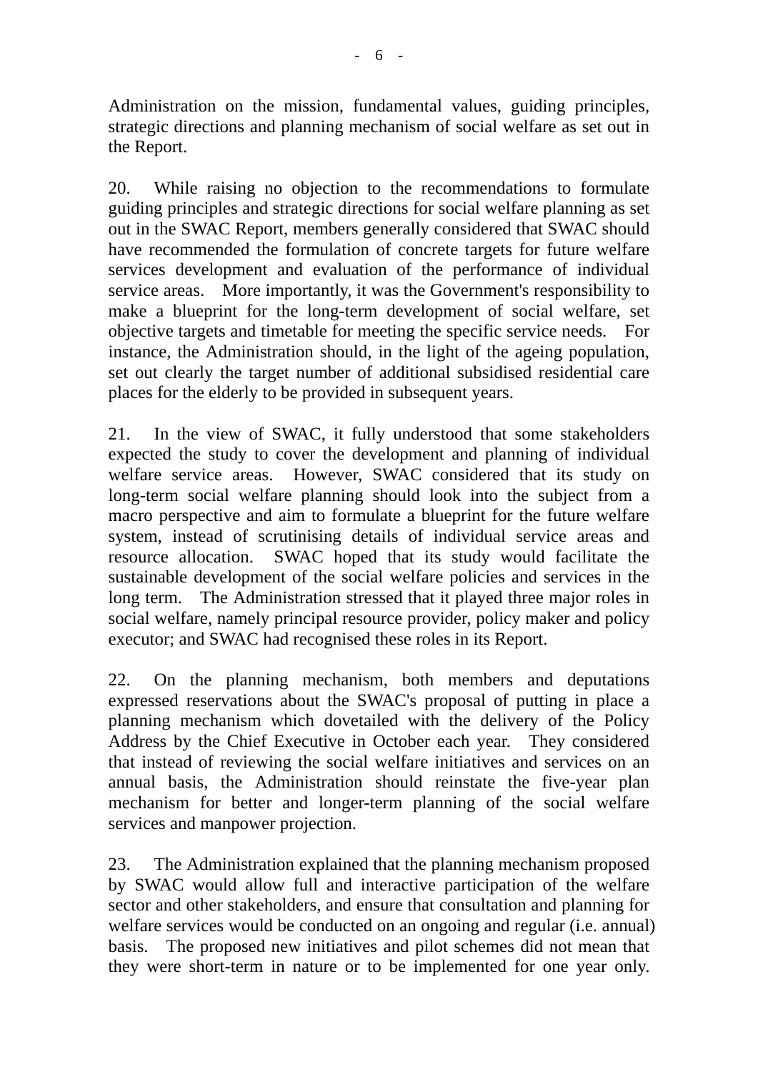Administration on the mission, fundamental values, guiding principles, strategic directions and planning mechanism of social welfare as set out in the Report.

20. While raising no objection to the recommendations to formulate guiding principles and strategic directions for social welfare planning as set out in the SWAC Report, members generally considered that SWAC should have recommended the formulation of concrete targets for future welfare services development and evaluation of the performance of individual service areas. More importantly, it was the Government's responsibility to make a blueprint for the long-term development of social welfare, set objective targets and timetable for meeting the specific service needs. For instance, the Administration should, in the light of the ageing population, set out clearly the target number of additional subsidised residential care places for the elderly to be provided in subsequent years.

21. In the view of SWAC, it fully understood that some stakeholders expected the study to cover the development and planning of individual welfare service areas. However, SWAC considered that its study on long-term social welfare planning should look into the subject from a macro perspective and aim to formulate a blueprint for the future welfare system, instead of scrutinising details of individual service areas and resource allocation. SWAC hoped that its study would facilitate the sustainable development of the social welfare policies and services in the long term. The Administration stressed that it played three major roles in social welfare, namely principal resource provider, policy maker and policy executor; and SWAC had recognised these roles in its Report.

22. On the planning mechanism, both members and deputations expressed reservations about the SWAC's proposal of putting in place a planning mechanism which dovetailed with the delivery of the Policy Address by the Chief Executive in October each year. They considered that instead of reviewing the social welfare initiatives and services on an annual basis, the Administration should reinstate the five-year plan mechanism for better and longer-term planning of the social welfare services and manpower projection.

23. The Administration explained that the planning mechanism proposed by SWAC would allow full and interactive participation of the welfare sector and other stakeholders, and ensure that consultation and planning for welfare services would be conducted on an ongoing and regular (i.e. annual) basis. The proposed new initiatives and pilot schemes did not mean that they were short-term in nature or to be implemented for one year only.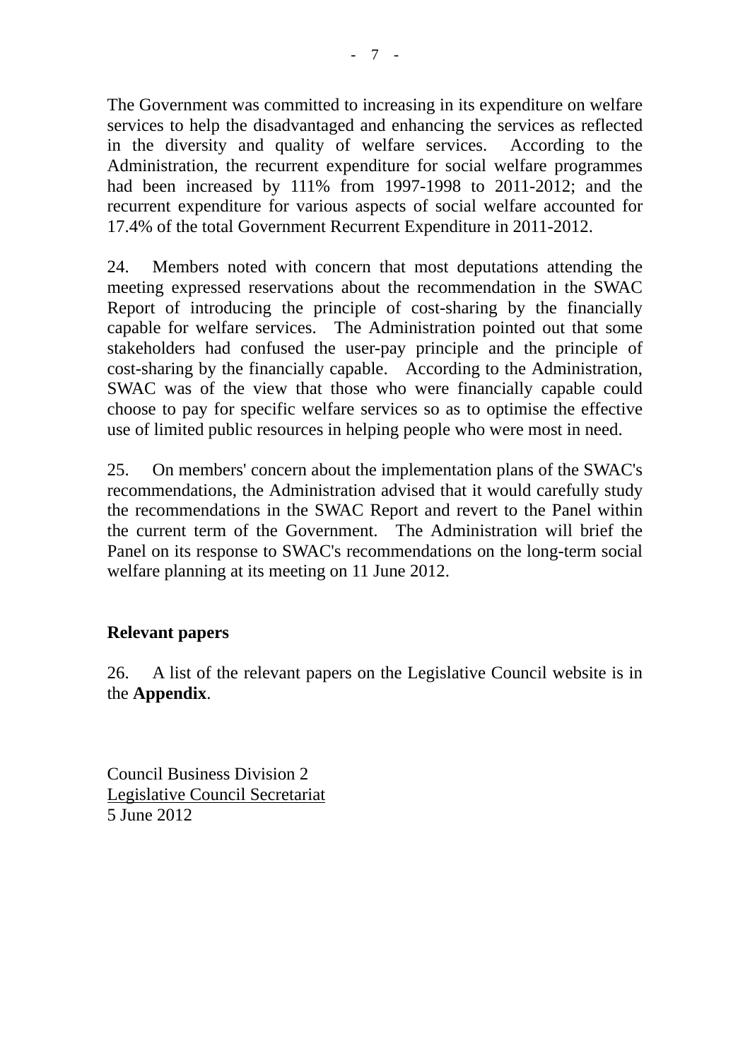The Government was committed to increasing in its expenditure on welfare services to help the disadvantaged and enhancing the services as reflected in the diversity and quality of welfare services. According to the Administration, the recurrent expenditure for social welfare programmes had been increased by 111% from 1997-1998 to 2011-2012; and the recurrent expenditure for various aspects of social welfare accounted for 17.4% of the total Government Recurrent Expenditure in 2011-2012.

24. Members noted with concern that most deputations attending the meeting expressed reservations about the recommendation in the SWAC Report of introducing the principle of cost-sharing by the financially capable for welfare services. The Administration pointed out that some stakeholders had confused the user-pay principle and the principle of cost-sharing by the financially capable. According to the Administration, SWAC was of the view that those who were financially capable could choose to pay for specific welfare services so as to optimise the effective use of limited public resources in helping people who were most in need.

25. On members' concern about the implementation plans of the SWAC's recommendations, the Administration advised that it would carefully study the recommendations in the SWAC Report and revert to the Panel within the current term of the Government. The Administration will brief the Panel on its response to SWAC's recommendations on the long-term social welfare planning at its meeting on 11 June 2012.

**Relevant papers**

26. A list of the relevant papers on the Legislative Council website is in the **Appendix**.

Council Business Division 2
Legislative Council Secretariat
5 June 2012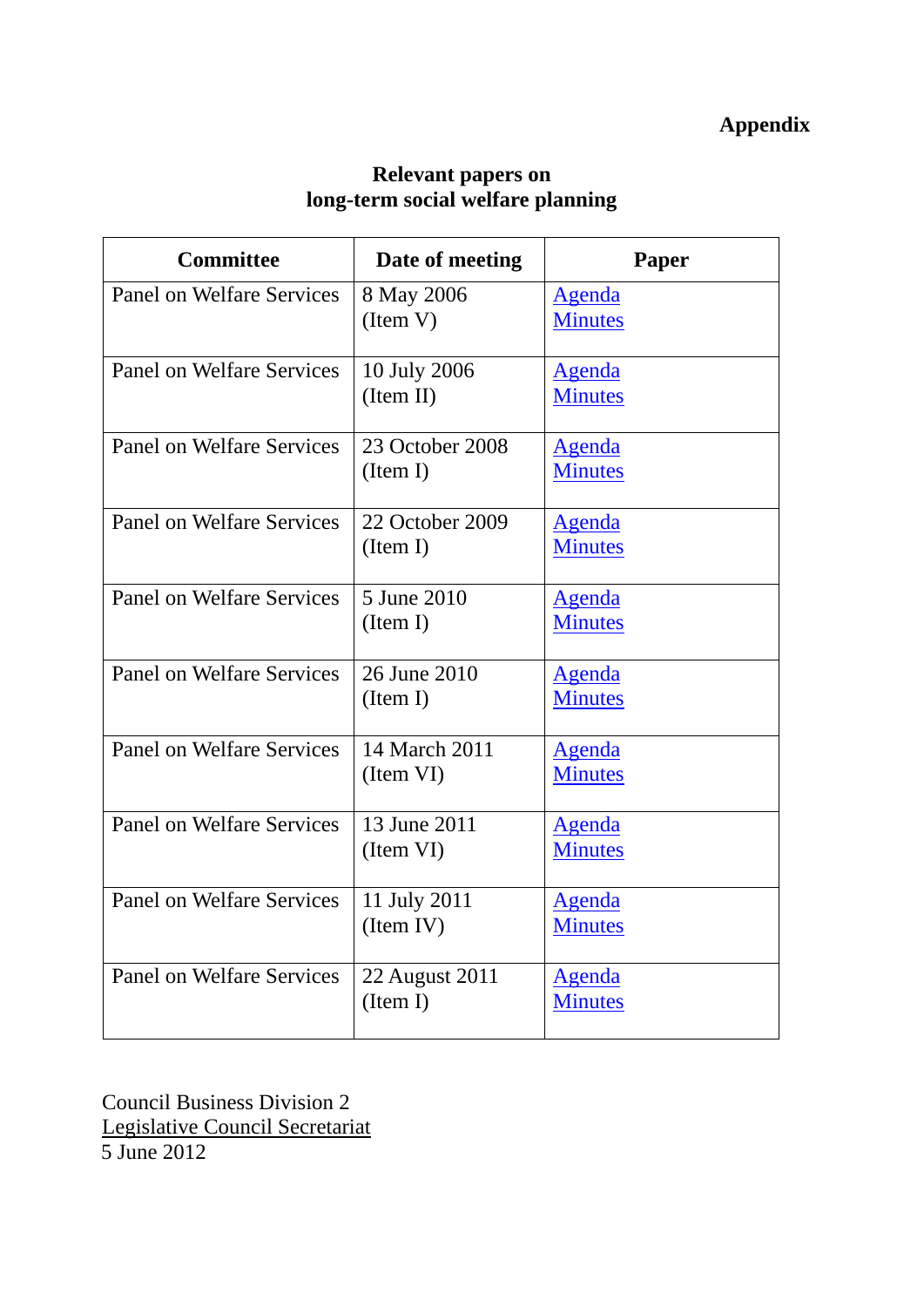**Appendix**

**Relevant papers on**
**long-term social welfare planning**

| Committee | Date of meeting | Paper |
|---|---|---|
| Panel on Welfare Services | 8 May 2006 (Item V) | Agenda Minutes |
| Panel on Welfare Services | 10 July 2006 (Item II) | Agenda Minutes |
| Panel on Welfare Services | 23 October 2008 (Item I) | Agenda Minutes |
| Panel on Welfare Services | 22 October 2009 (Item I) | Agenda Minutes |
| Panel on Welfare Services | 5 June 2010 (Item I) | Agenda Minutes |
| Panel on Welfare Services | 26 June 2010 (Item I) | Agenda Minutes |
| Panel on Welfare Services | 14 March 2011 (Item VI) | Agenda Minutes |
| Panel on Welfare Services | 13 June 2011 (Item VI) | Agenda Minutes |
| Panel on Welfare Services | 11 July 2011 (Item IV) | Agenda Minutes |
| Panel on Welfare Services | 22 August 2011 (Item I) | Agenda Minutes |

Council Business Division 2
Legislative Council Secretariat
5 June 2012